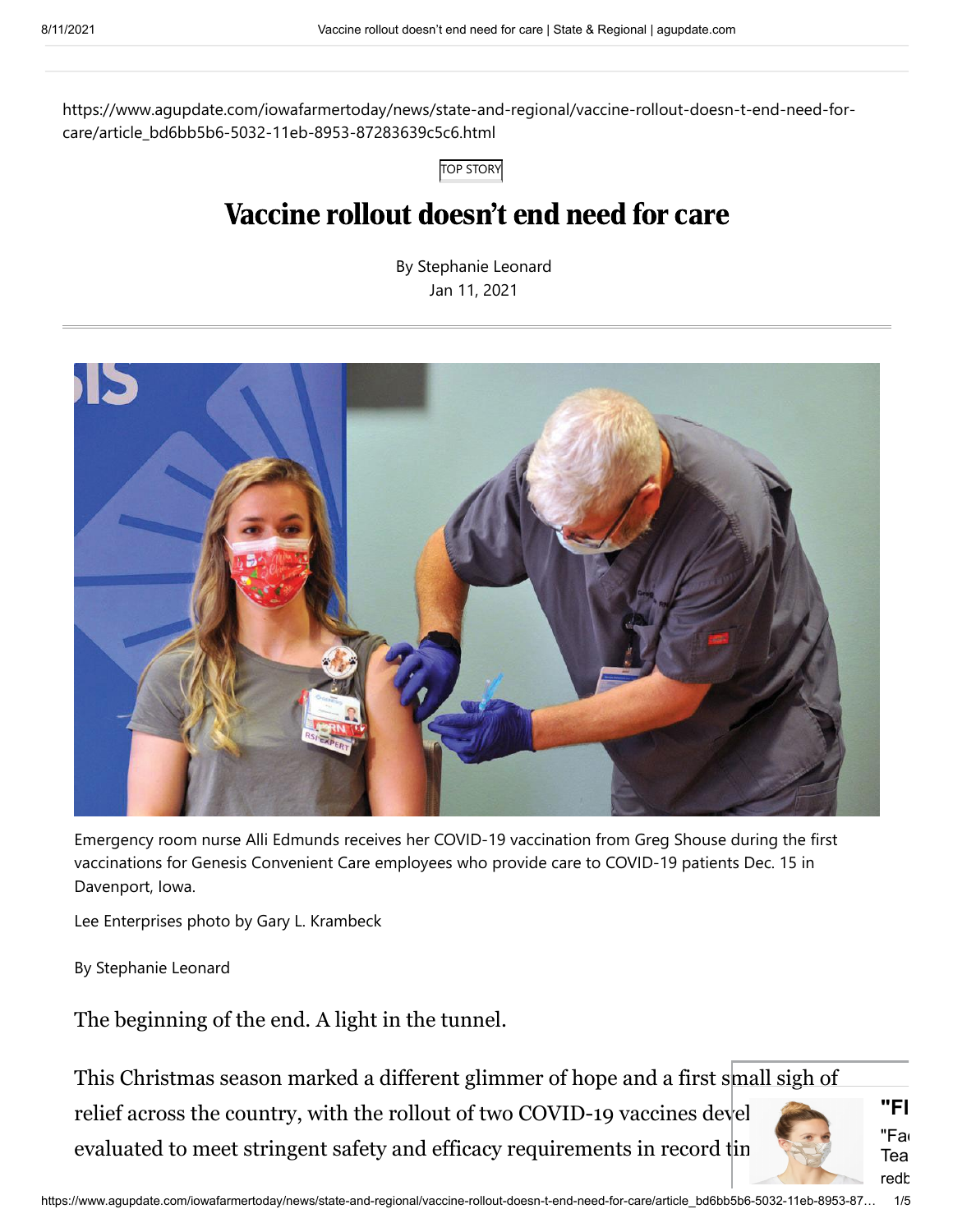https://www.agupdate.com/iowafarmertoday/news/state-and-regional/vaccine-rollout-doesn-t-end-need-for-care/article_bd6bb5b6-5032-11eb-8953-87283639c5c6.html

TOP STORY

# Vaccine rollout doesn't end need for care

By Stephanie Leonard
Jan 11, 2021

Emergency room nurse Alli Edmunds receives her COVID-19 vaccination from Greg Shouse during the first vaccinations for Genesis Convenient Care employees who provide care to COVID-19 patients Dec. 15 in Davenport, Iowa.

Lee Enterprises photo by Gary L. Krambeck

By Stephanie Leonard

The beginning of the end. A light in the tunnel.

This Christmas season marked a different glimmer of hope and a first small sigh of relief across the country, with the rollout of two COVID-19 vaccines devel evaluated to meet stringent safety and efficacy requirements in record tin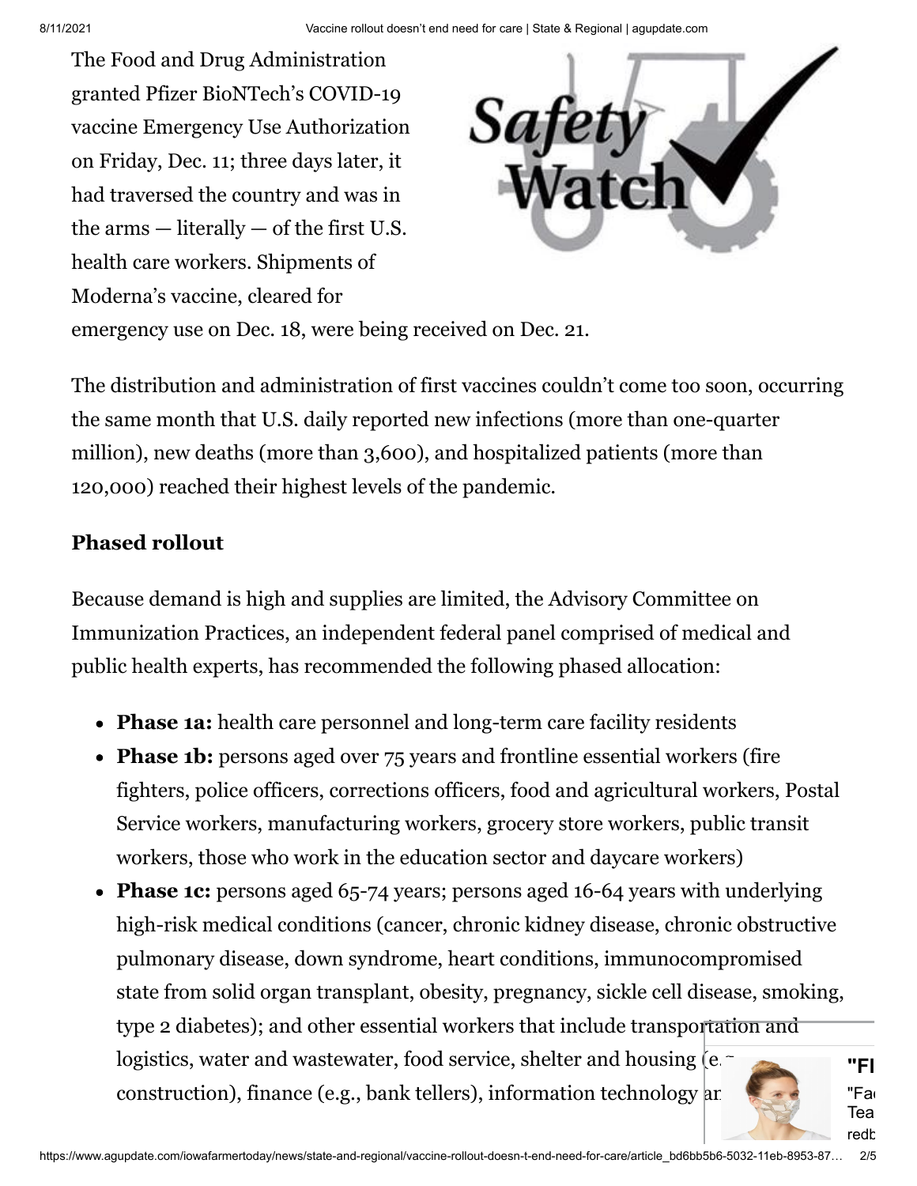The Food and Drug Administration granted Pfizer BioNTech's COVID-19 vaccine Emergency Use Authorization on Friday, Dec. 11; three days later, it had traversed the country and was in the arms — literally — of the first U.S. health care workers. Shipments of Moderna's vaccine, cleared for emergency use on Dec. 18, were being received on Dec. 21.

The distribution and administration of first vaccines couldn't come too soon, occurring the same month that U.S. daily reported new infections (more than one-quarter million), new deaths (more than 3,600), and hospitalized patients (more than 120,000) reached their highest levels of the pandemic.

**Phased rollout**

Because demand is high and supplies are limited, the Advisory Committee on Immunization Practices, an independent federal panel comprised of medical and public health experts, has recommended the following phased allocation:

- **Phase 1a:** health care personnel and long-term care facility residents
- **Phase 1b:** persons aged over 75 years and frontline essential workers (fire fighters, police officers, corrections officers, food and agricultural workers, Postal Service workers, manufacturing workers, grocery store workers, public transit workers, those who work in the education sector and daycare workers)
- **Phase 1c:** persons aged 65-74 years; persons aged 16-64 years with underlying high-risk medical conditions (cancer, chronic kidney disease, chronic obstructive pulmonary disease, down syndrome, heart conditions, immunocompromised state from solid organ transplant, obesity, pregnancy, sickle cell disease, smoking, type 2 diabetes); and other essential workers that include transportation and logistics, water and wastewater, food service, shelter and housing (e.g., construction), finance (e.g., bank tellers), information technology an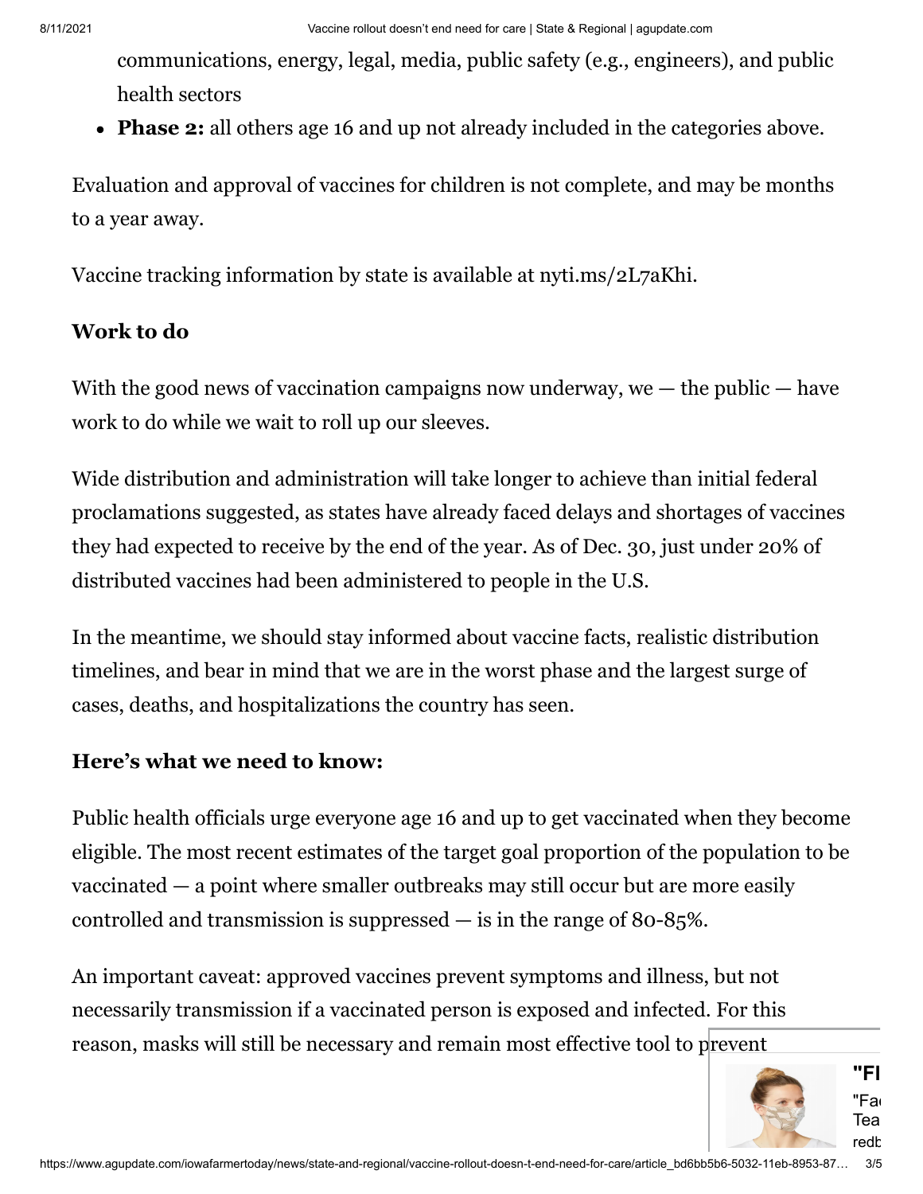communications, energy, legal, media, public safety (e.g., engineers), and public health sectors

- **Phase 2:** all others age 16 and up not already included in the categories above.

Evaluation and approval of vaccines for children is not complete, and may be months to a year away.

Vaccine tracking information by state is available at nyti.ms/2L7aKhi.

**Work to do**

With the good news of vaccination campaigns now underway, we — the public — have work to do while we wait to roll up our sleeves.

Wide distribution and administration will take longer to achieve than initial federal proclamations suggested, as states have already faced delays and shortages of vaccines they had expected to receive by the end of the year. As of Dec. 30, just under 20% of distributed vaccines had been administered to people in the U.S.

In the meantime, we should stay informed about vaccine facts, realistic distribution timelines, and bear in mind that we are in the worst phase and the largest surge of cases, deaths, and hospitalizations the country has seen.

**Here's what we need to know:**

Public health officials urge everyone age 16 and up to get vaccinated when they become eligible. The most recent estimates of the target goal proportion of the population to be vaccinated — a point where smaller outbreaks may still occur but are more easily controlled and transmission is suppressed — is in the range of 80-85%.

An important caveat: approved vaccines prevent symptoms and illness, but not necessarily transmission if a vaccinated person is exposed and infected. For this reason, masks will still be necessary and remain most effective tool to prevent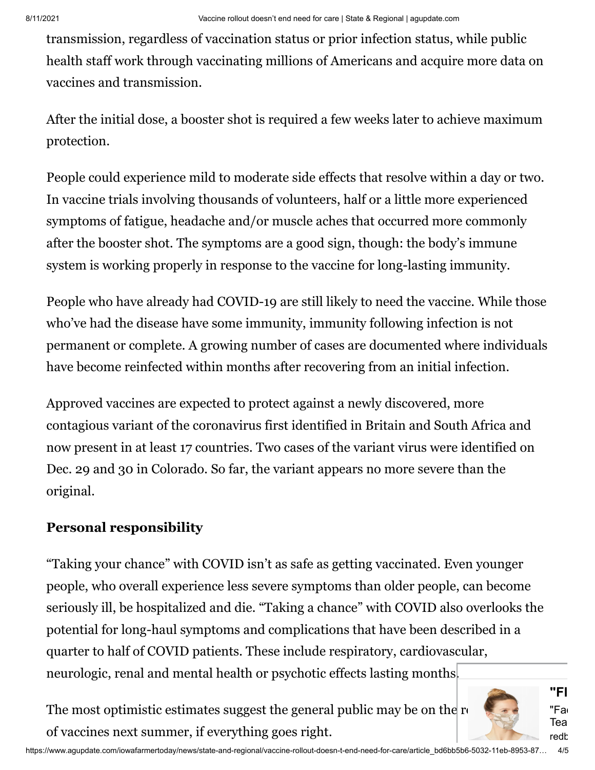transmission, regardless of vaccination status or prior infection status, while public health staff work through vaccinating millions of Americans and acquire more data on vaccines and transmission.

After the initial dose, a booster shot is required a few weeks later to achieve maximum protection.

People could experience mild to moderate side effects that resolve within a day or two. In vaccine trials involving thousands of volunteers, half or a little more experienced symptoms of fatigue, headache and/or muscle aches that occurred more commonly after the booster shot. The symptoms are a good sign, though: the body's immune system is working properly in response to the vaccine for long-lasting immunity.

People who have already had COVID-19 are still likely to need the vaccine. While those who've had the disease have some immunity, immunity following infection is not permanent or complete. A growing number of cases are documented where individuals have become reinfected within months after recovering from an initial infection.

Approved vaccines are expected to protect against a newly discovered, more contagious variant of the coronavirus first identified in Britain and South Africa and now present in at least 17 countries. Two cases of the variant virus were identified on Dec. 29 and 30 in Colorado. So far, the variant appears no more severe than the original.

**Personal responsibility**

"Taking your chance" with COVID isn't as safe as getting vaccinated. Even younger people, who overall experience less severe symptoms than older people, can become seriously ill, be hospitalized and die. "Taking a chance" with COVID also overlooks the potential for long-haul symptoms and complications that have been described in a quarter to half of COVID patients. These include respiratory, cardiovascular, neurologic, renal and mental health or psychotic effects lasting months.

The most optimistic estimates suggest the general public may be on the r of vaccines next summer, if everything goes right.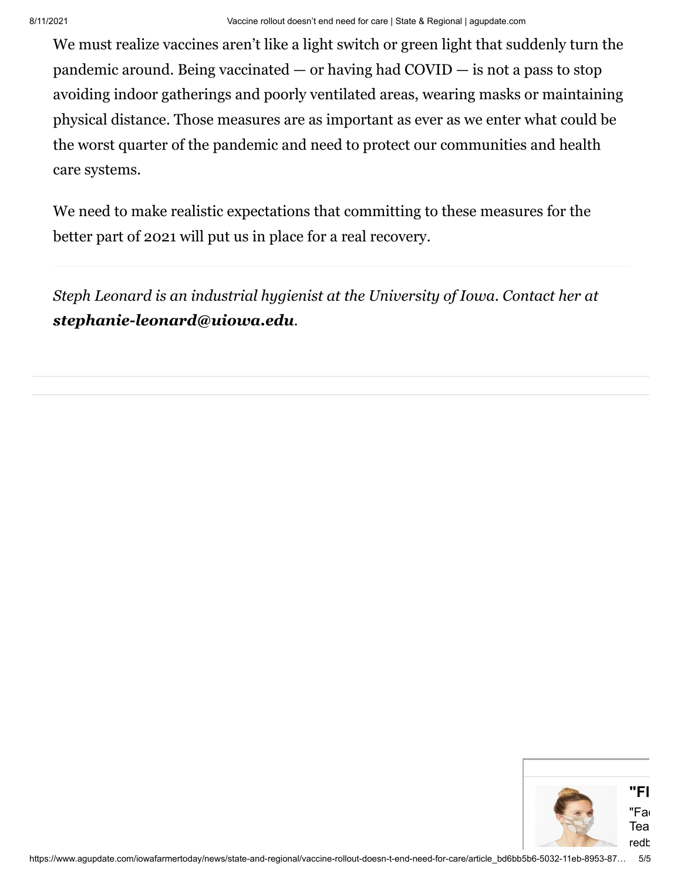We must realize vaccines aren't like a light switch or green light that suddenly turn the pandemic around. Being vaccinated — or having had COVID — is not a pass to stop avoiding indoor gatherings and poorly ventilated areas, wearing masks or maintaining physical distance. Those measures are as important as ever as we enter what could be the worst quarter of the pandemic and need to protect our communities and health care systems.

We need to make realistic expectations that committing to these measures for the better part of 2021 will put us in place for a real recovery.

---

*Steph Leonard is an industrial hygienist at the University of Iowa. Contact her at* ***stephanie-leonard@uiowa.edu****.*